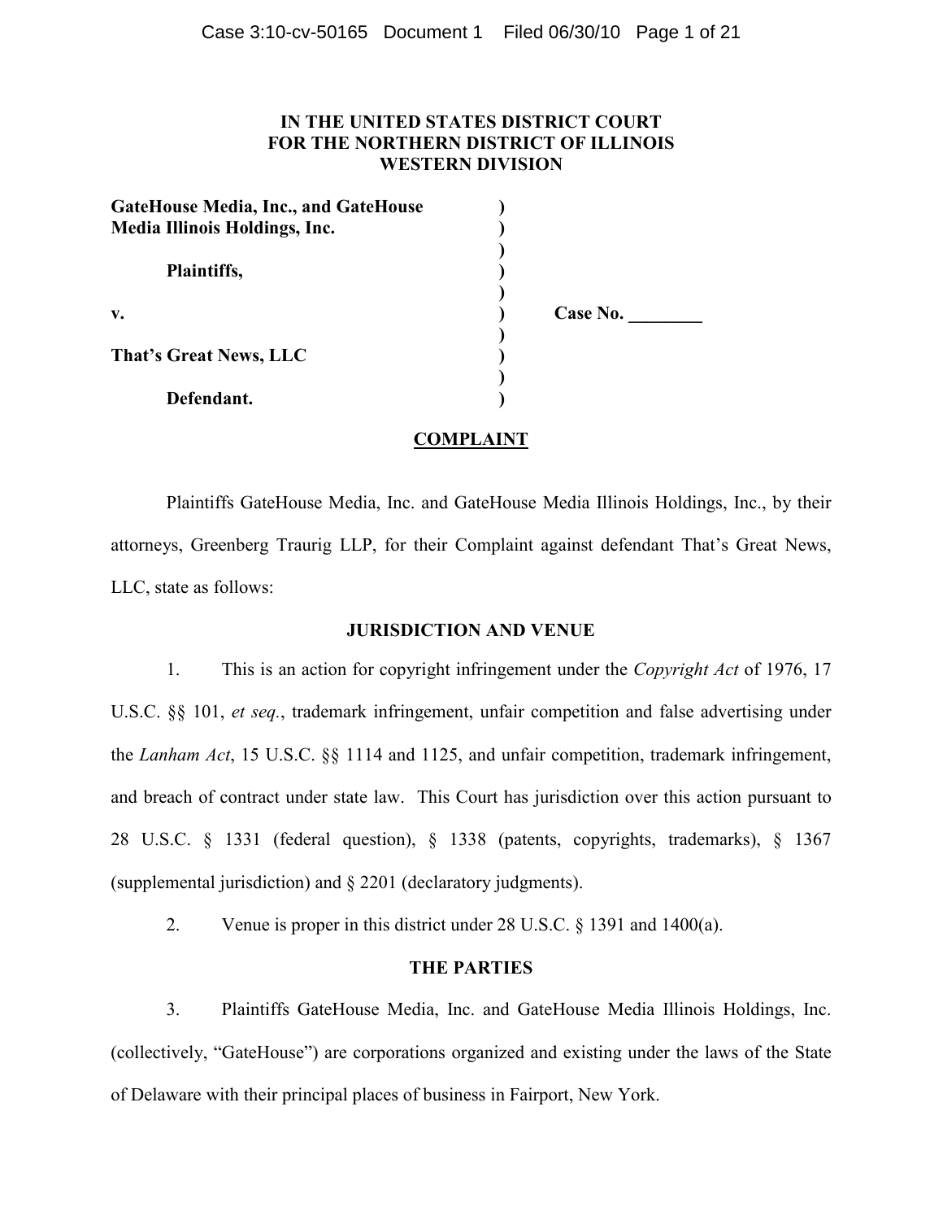**IN THE UNITED STATES DISTRICT COURT**
**FOR THE NORTHERN DISTRICT OF ILLINOIS**
**WESTERN DIVISION**

| | | |
|---|---|---|
| **GateHouse Media, Inc., and GateHouse Media Illinois Holdings, Inc.** | ) | |
| | ) | |
| **Plaintiffs,** | ) | |
| | ) | |
| **v.** | ) | **Case No. ________** |
| | ) | |
| **That's Great News, LLC** | ) | |
| | ) | |
| **Defendant.** | ) | |

## COMPLAINT

Plaintiffs GateHouse Media, Inc. and GateHouse Media Illinois Holdings, Inc., by their attorneys, Greenberg Traurig LLP, for their Complaint against defendant That's Great News, LLC, state as follows:

### JURISDICTION AND VENUE

1. This is an action for copyright infringement under the *Copyright Act* of 1976, 17 U.S.C. §§ 101, *et seq.*, trademark infringement, unfair competition and false advertising under the *Lanham Act*, 15 U.S.C. §§ 1114 and 1125, and unfair competition, trademark infringement, and breach of contract under state law. This Court has jurisdiction over this action pursuant to 28 U.S.C. § 1331 (federal question), § 1338 (patents, copyrights, trademarks), § 1367 (supplemental jurisdiction) and § 2201 (declaratory judgments).

2. Venue is proper in this district under 28 U.S.C. § 1391 and 1400(a).

### THE PARTIES

3. Plaintiffs GateHouse Media, Inc. and GateHouse Media Illinois Holdings, Inc. (collectively, "GateHouse") are corporations organized and existing under the laws of the State of Delaware with their principal places of business in Fairport, New York.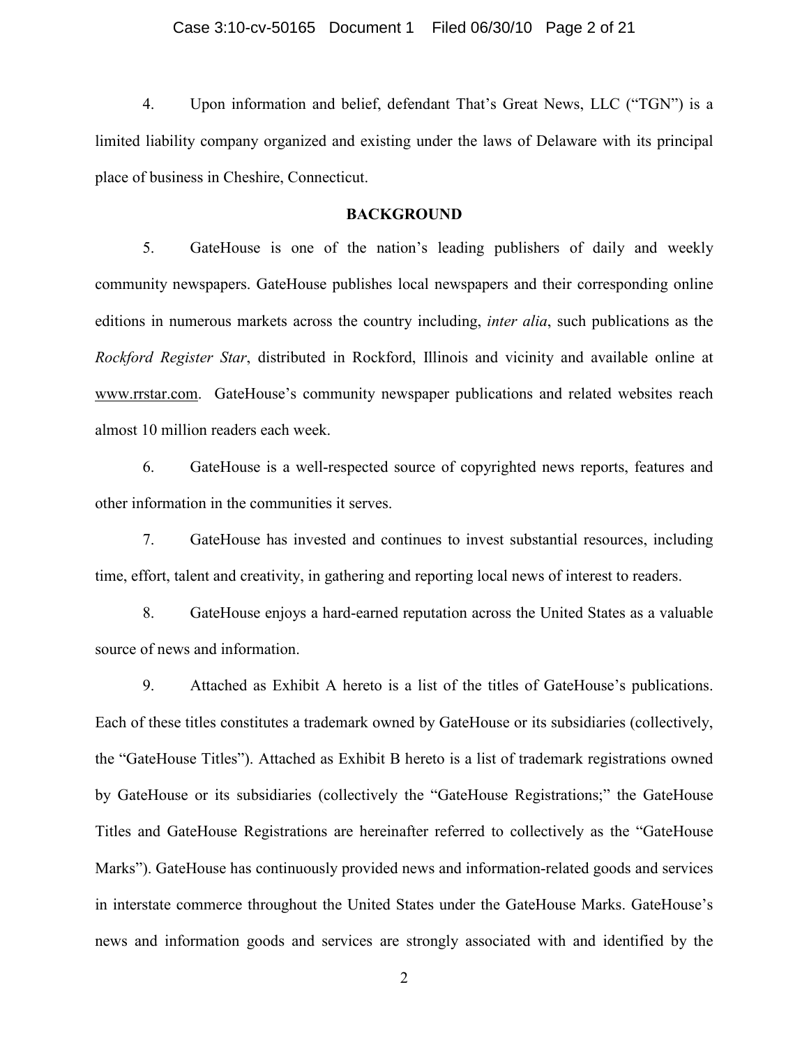4. Upon information and belief, defendant That's Great News, LLC ("TGN") is a limited liability company organized and existing under the laws of Delaware with its principal place of business in Cheshire, Connecticut.

## BACKGROUND

5. GateHouse is one of the nation's leading publishers of daily and weekly community newspapers. GateHouse publishes local newspapers and their corresponding online editions in numerous markets across the country including, *inter alia*, such publications as the *Rockford Register Star*, distributed in Rockford, Illinois and vicinity and available online at www.rrstar.com. GateHouse's community newspaper publications and related websites reach almost 10 million readers each week.

6. GateHouse is a well-respected source of copyrighted news reports, features and other information in the communities it serves.

7. GateHouse has invested and continues to invest substantial resources, including time, effort, talent and creativity, in gathering and reporting local news of interest to readers.

8. GateHouse enjoys a hard-earned reputation across the United States as a valuable source of news and information.

9. Attached as Exhibit A hereto is a list of the titles of GateHouse's publications. Each of these titles constitutes a trademark owned by GateHouse or its subsidiaries (collectively, the "GateHouse Titles"). Attached as Exhibit B hereto is a list of trademark registrations owned by GateHouse or its subsidiaries (collectively the "GateHouse Registrations;" the GateHouse Titles and GateHouse Registrations are hereinafter referred to collectively as the "GateHouse Marks"). GateHouse has continuously provided news and information-related goods and services in interstate commerce throughout the United States under the GateHouse Marks. GateHouse's news and information goods and services are strongly associated with and identified by the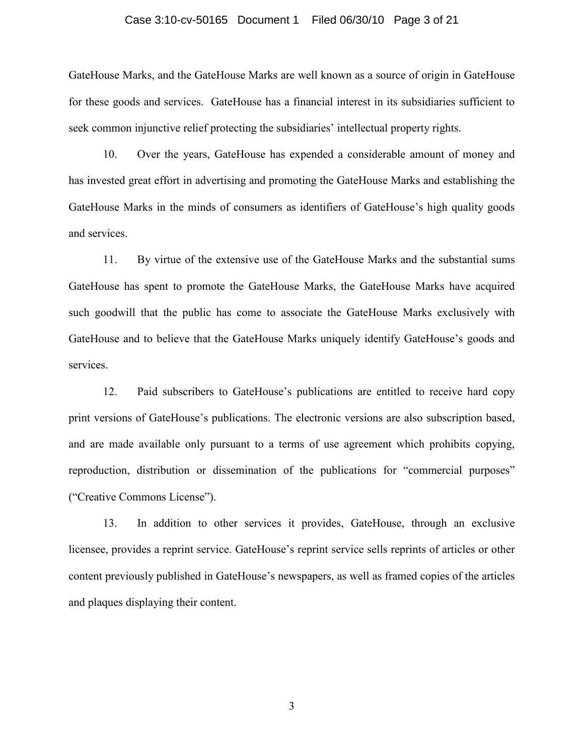GateHouse Marks, and the GateHouse Marks are well known as a source of origin in GateHouse for these goods and services. GateHouse has a financial interest in its subsidiaries sufficient to seek common injunctive relief protecting the subsidiaries' intellectual property rights.

10. Over the years, GateHouse has expended a considerable amount of money and has invested great effort in advertising and promoting the GateHouse Marks and establishing the GateHouse Marks in the minds of consumers as identifiers of GateHouse's high quality goods and services.

11. By virtue of the extensive use of the GateHouse Marks and the substantial sums GateHouse has spent to promote the GateHouse Marks, the GateHouse Marks have acquired such goodwill that the public has come to associate the GateHouse Marks exclusively with GateHouse and to believe that the GateHouse Marks uniquely identify GateHouse's goods and services.

12. Paid subscribers to GateHouse's publications are entitled to receive hard copy print versions of GateHouse's publications. The electronic versions are also subscription based, and are made available only pursuant to a terms of use agreement which prohibits copying, reproduction, distribution or dissemination of the publications for "commercial purposes" ("Creative Commons License").

13. In addition to other services it provides, GateHouse, through an exclusive licensee, provides a reprint service. GateHouse's reprint service sells reprints of articles or other content previously published in GateHouse's newspapers, as well as framed copies of the articles and plaques displaying their content.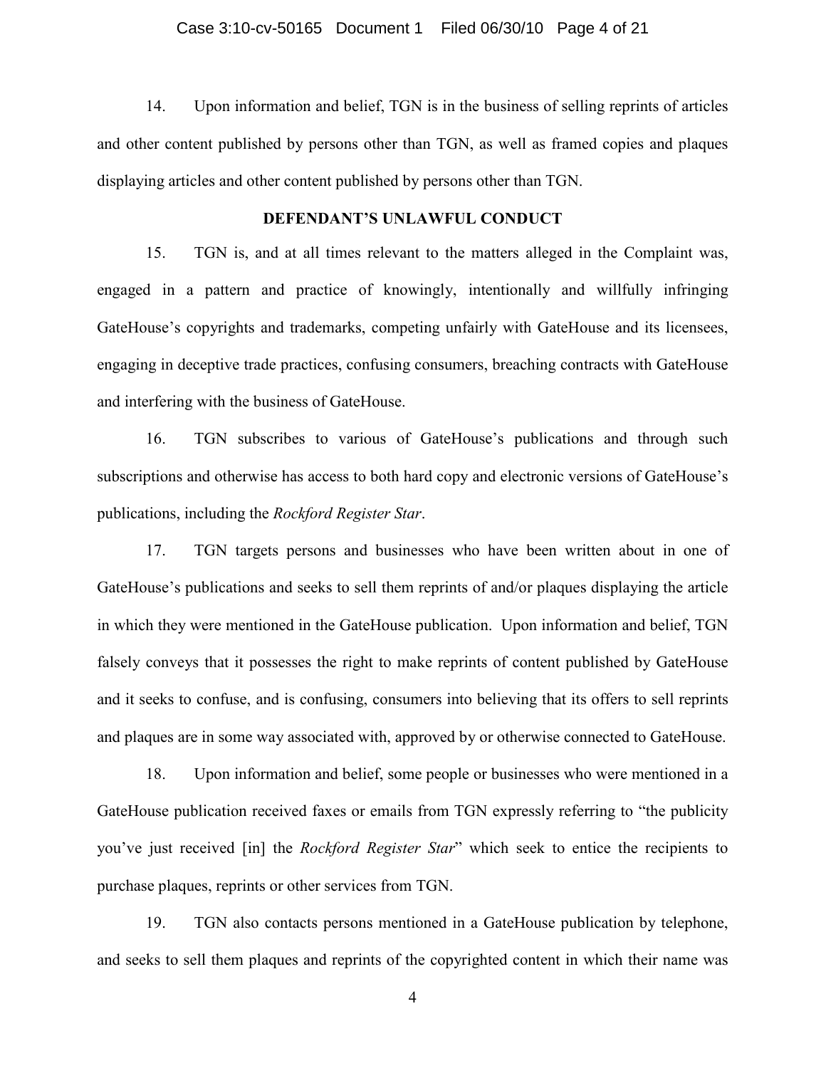14. Upon information and belief, TGN is in the business of selling reprints of articles and other content published by persons other than TGN, as well as framed copies and plaques displaying articles and other content published by persons other than TGN.

## DEFENDANT'S UNLAWFUL CONDUCT

15. TGN is, and at all times relevant to the matters alleged in the Complaint was, engaged in a pattern and practice of knowingly, intentionally and willfully infringing GateHouse's copyrights and trademarks, competing unfairly with GateHouse and its licensees, engaging in deceptive trade practices, confusing consumers, breaching contracts with GateHouse and interfering with the business of GateHouse.

16. TGN subscribes to various of GateHouse's publications and through such subscriptions and otherwise has access to both hard copy and electronic versions of GateHouse's publications, including the *Rockford Register Star*.

17. TGN targets persons and businesses who have been written about in one of GateHouse's publications and seeks to sell them reprints of and/or plaques displaying the article in which they were mentioned in the GateHouse publication. Upon information and belief, TGN falsely conveys that it possesses the right to make reprints of content published by GateHouse and it seeks to confuse, and is confusing, consumers into believing that its offers to sell reprints and plaques are in some way associated with, approved by or otherwise connected to GateHouse.

18. Upon information and belief, some people or businesses who were mentioned in a GateHouse publication received faxes or emails from TGN expressly referring to "the publicity you've just received [in] the *Rockford Register Star*" which seek to entice the recipients to purchase plaques, reprints or other services from TGN.

19. TGN also contacts persons mentioned in a GateHouse publication by telephone, and seeks to sell them plaques and reprints of the copyrighted content in which their name was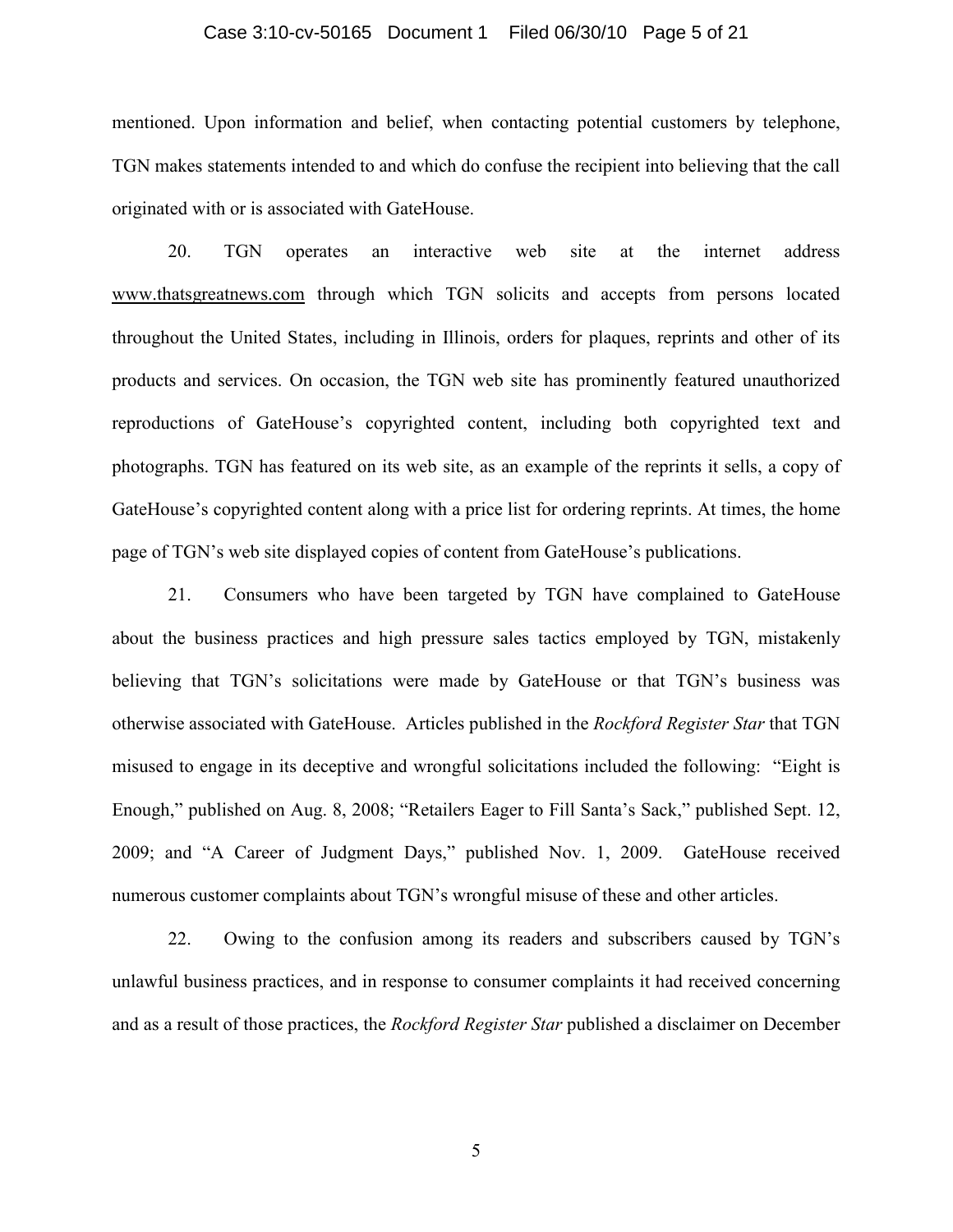mentioned. Upon information and belief, when contacting potential customers by telephone, TGN makes statements intended to and which do confuse the recipient into believing that the call originated with or is associated with GateHouse.

20. TGN operates an interactive web site at the internet address www.thatsgreatnews.com through which TGN solicits and accepts from persons located throughout the United States, including in Illinois, orders for plaques, reprints and other of its products and services. On occasion, the TGN web site has prominently featured unauthorized reproductions of GateHouse's copyrighted content, including both copyrighted text and photographs. TGN has featured on its web site, as an example of the reprints it sells, a copy of GateHouse's copyrighted content along with a price list for ordering reprints. At times, the home page of TGN's web site displayed copies of content from GateHouse's publications.

21. Consumers who have been targeted by TGN have complained to GateHouse about the business practices and high pressure sales tactics employed by TGN, mistakenly believing that TGN's solicitations were made by GateHouse or that TGN's business was otherwise associated with GateHouse. Articles published in the *Rockford Register Star* that TGN misused to engage in its deceptive and wrongful solicitations included the following: "Eight is Enough," published on Aug. 8, 2008; "Retailers Eager to Fill Santa's Sack," published Sept. 12, 2009; and "A Career of Judgment Days," published Nov. 1, 2009. GateHouse received numerous customer complaints about TGN's wrongful misuse of these and other articles.

22. Owing to the confusion among its readers and subscribers caused by TGN's unlawful business practices, and in response to consumer complaints it had received concerning and as a result of those practices, the *Rockford Register Star* published a disclaimer on December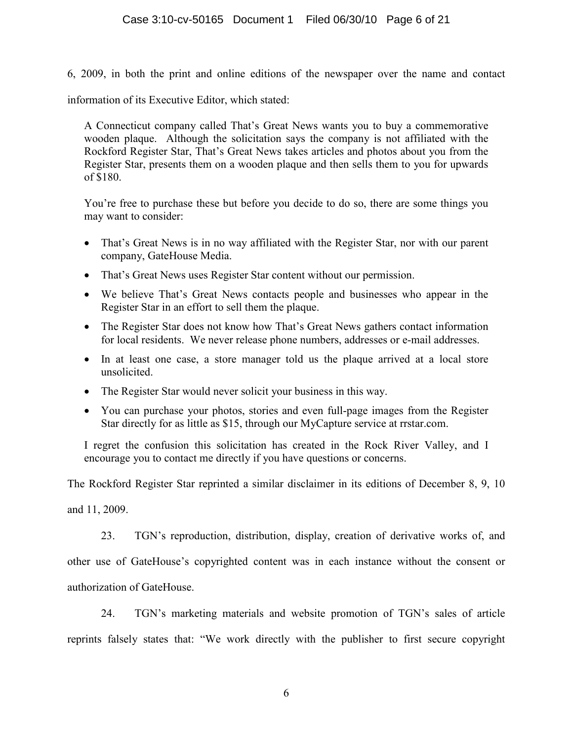6, 2009, in both the print and online editions of the newspaper over the name and contact information of its Executive Editor, which stated:

> A Connecticut company called That's Great News wants you to buy a commemorative wooden plaque. Although the solicitation says the company is not affiliated with the Rockford Register Star, That's Great News takes articles and photos about you from the Register Star, presents them on a wooden plaque and then sells them to you for upwards of $180.
>
> You're free to purchase these but before you decide to do so, there are some things you may want to consider:
>
> - That's Great News is in no way affiliated with the Register Star, nor with our parent company, GateHouse Media.
> - That's Great News uses Register Star content without our permission.
> - We believe That's Great News contacts people and businesses who appear in the Register Star in an effort to sell them the plaque.
> - The Register Star does not know how That's Great News gathers contact information for local residents. We never release phone numbers, addresses or e-mail addresses.
> - In at least one case, a store manager told us the plaque arrived at a local store unsolicited.
> - The Register Star would never solicit your business in this way.
> - You can purchase your photos, stories and even full-page images from the Register Star directly for as little as $15, through our MyCapture service at rrstar.com.
>
> I regret the confusion this solicitation has created in the Rock River Valley, and I encourage you to contact me directly if you have questions or concerns.

The Rockford Register Star reprinted a similar disclaimer in its editions of December 8, 9, 10 and 11, 2009.

23. TGN's reproduction, distribution, display, creation of derivative works of, and other use of GateHouse's copyrighted content was in each instance without the consent or authorization of GateHouse.

24. TGN's marketing materials and website promotion of TGN's sales of article reprints falsely states that: "We work directly with the publisher to first secure copyright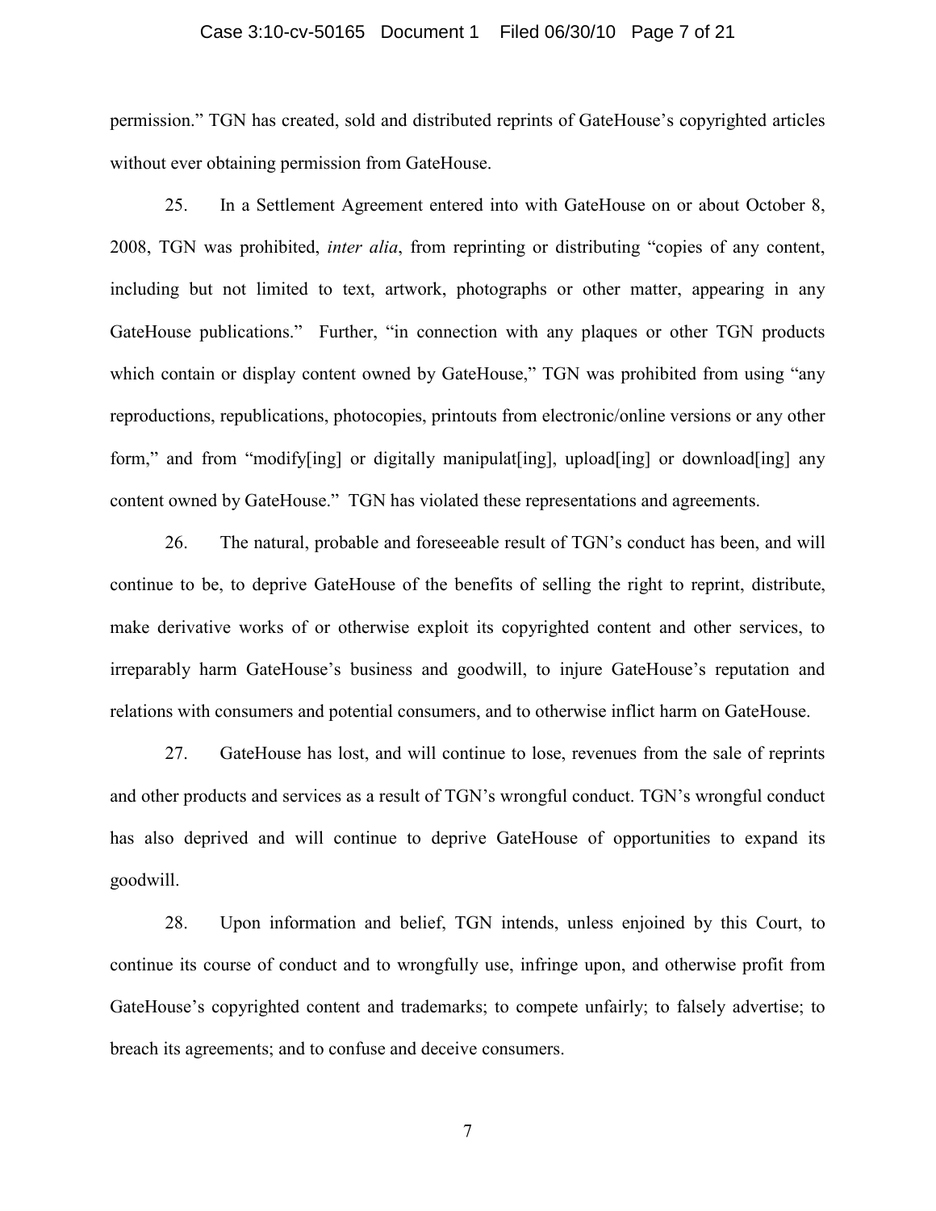permission." TGN has created, sold and distributed reprints of GateHouse's copyrighted articles without ever obtaining permission from GateHouse.

25. In a Settlement Agreement entered into with GateHouse on or about October 8, 2008, TGN was prohibited, *inter alia*, from reprinting or distributing "copies of any content, including but not limited to text, artwork, photographs or other matter, appearing in any GateHouse publications." Further, "in connection with any plaques or other TGN products which contain or display content owned by GateHouse," TGN was prohibited from using "any reproductions, republications, photocopies, printouts from electronic/online versions or any other form," and from "modify[ing] or digitally manipulat[ing], upload[ing] or download[ing] any content owned by GateHouse." TGN has violated these representations and agreements.

26. The natural, probable and foreseeable result of TGN's conduct has been, and will continue to be, to deprive GateHouse of the benefits of selling the right to reprint, distribute, make derivative works of or otherwise exploit its copyrighted content and other services, to irreparably harm GateHouse's business and goodwill, to injure GateHouse's reputation and relations with consumers and potential consumers, and to otherwise inflict harm on GateHouse.

27. GateHouse has lost, and will continue to lose, revenues from the sale of reprints and other products and services as a result of TGN's wrongful conduct. TGN's wrongful conduct has also deprived and will continue to deprive GateHouse of opportunities to expand its goodwill.

28. Upon information and belief, TGN intends, unless enjoined by this Court, to continue its course of conduct and to wrongfully use, infringe upon, and otherwise profit from GateHouse's copyrighted content and trademarks; to compete unfairly; to falsely advertise; to breach its agreements; and to confuse and deceive consumers.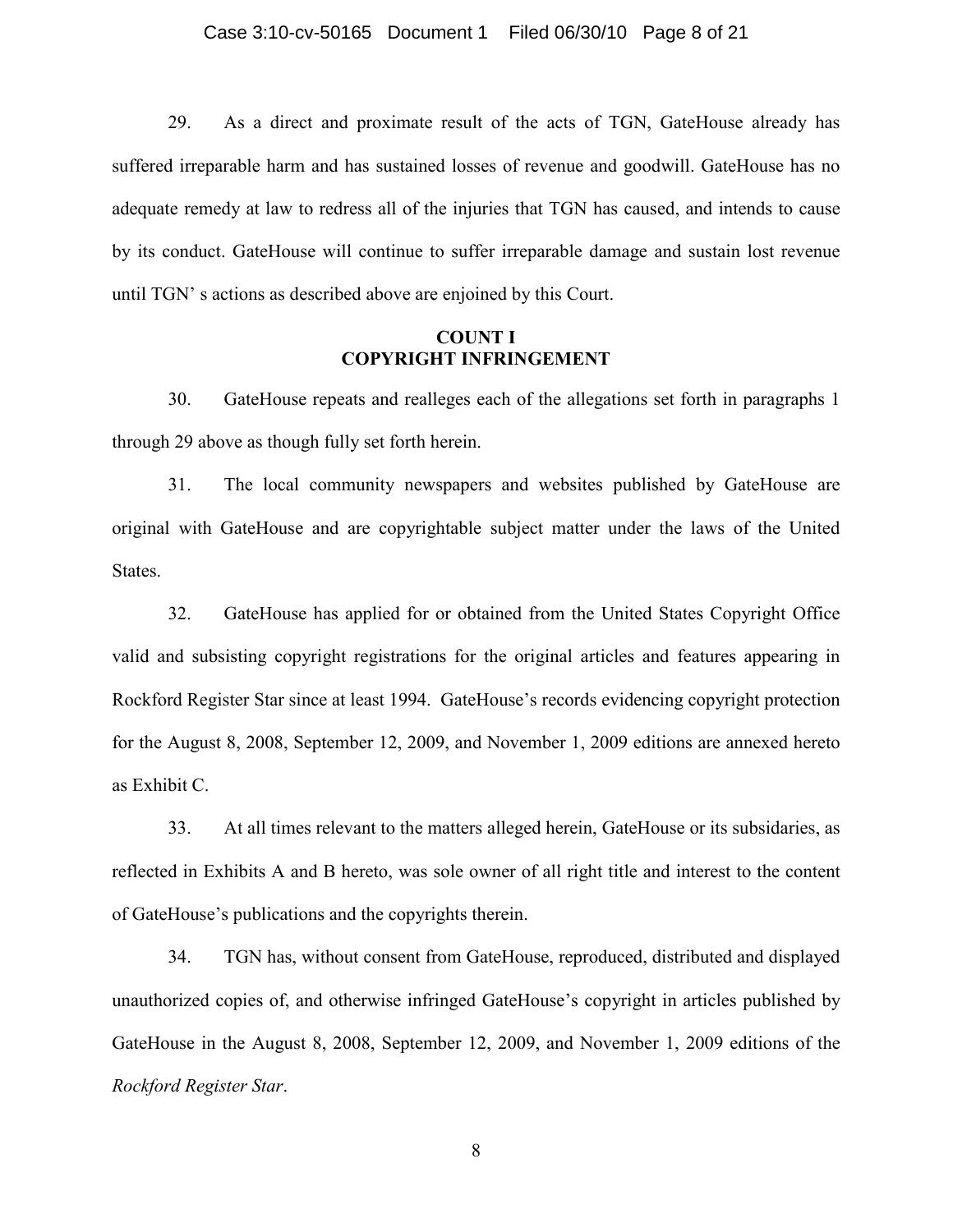29. As a direct and proximate result of the acts of TGN, GateHouse already has suffered irreparable harm and has sustained losses of revenue and goodwill. GateHouse has no adequate remedy at law to redress all of the injuries that TGN has caused, and intends to cause by its conduct. GateHouse will continue to suffer irreparable damage and sustain lost revenue until TGN' s actions as described above are enjoined by this Court.

**COUNT I**
**COPYRIGHT INFRINGEMENT**

30. GateHouse repeats and realleges each of the allegations set forth in paragraphs 1 through 29 above as though fully set forth herein.

31. The local community newspapers and websites published by GateHouse are original with GateHouse and are copyrightable subject matter under the laws of the United States.

32. GateHouse has applied for or obtained from the United States Copyright Office valid and subsisting copyright registrations for the original articles and features appearing in Rockford Register Star since at least 1994. GateHouse's records evidencing copyright protection for the August 8, 2008, September 12, 2009, and November 1, 2009 editions are annexed hereto as Exhibit C.

33. At all times relevant to the matters alleged herein, GateHouse or its subsidaries, as reflected in Exhibits A and B hereto, was sole owner of all right title and interest to the content of GateHouse's publications and the copyrights therein.

34. TGN has, without consent from GateHouse, reproduced, distributed and displayed unauthorized copies of, and otherwise infringed GateHouse's copyright in articles published by GateHouse in the August 8, 2008, September 12, 2009, and November 1, 2009 editions of the *Rockford Register Star*.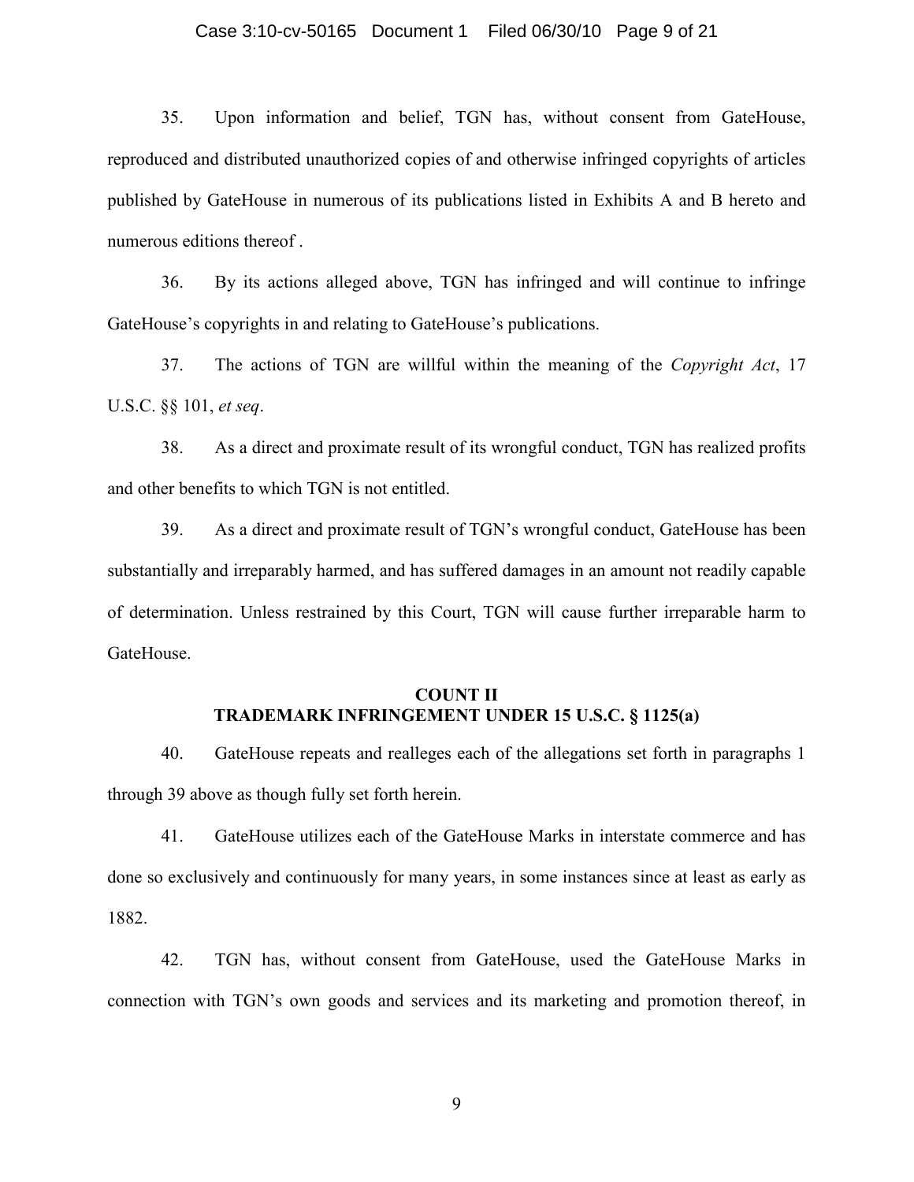35. Upon information and belief, TGN has, without consent from GateHouse, reproduced and distributed unauthorized copies of and otherwise infringed copyrights of articles published by GateHouse in numerous of its publications listed in Exhibits A and B hereto and numerous editions thereof .

36. By its actions alleged above, TGN has infringed and will continue to infringe GateHouse's copyrights in and relating to GateHouse's publications.

37. The actions of TGN are willful within the meaning of the *Copyright Act*, 17 U.S.C. §§ 101, *et seq*.

38. As a direct and proximate result of its wrongful conduct, TGN has realized profits and other benefits to which TGN is not entitled.

39. As a direct and proximate result of TGN's wrongful conduct, GateHouse has been substantially and irreparably harmed, and has suffered damages in an amount not readily capable of determination. Unless restrained by this Court, TGN will cause further irreparable harm to GateHouse.

## COUNT II
## TRADEMARK INFRINGEMENT UNDER 15 U.S.C. § 1125(a)

40. GateHouse repeats and realleges each of the allegations set forth in paragraphs 1 through 39 above as though fully set forth herein.

41. GateHouse utilizes each of the GateHouse Marks in interstate commerce and has done so exclusively and continuously for many years, in some instances since at least as early as 1882.

42. TGN has, without consent from GateHouse, used the GateHouse Marks in connection with TGN's own goods and services and its marketing and promotion thereof, in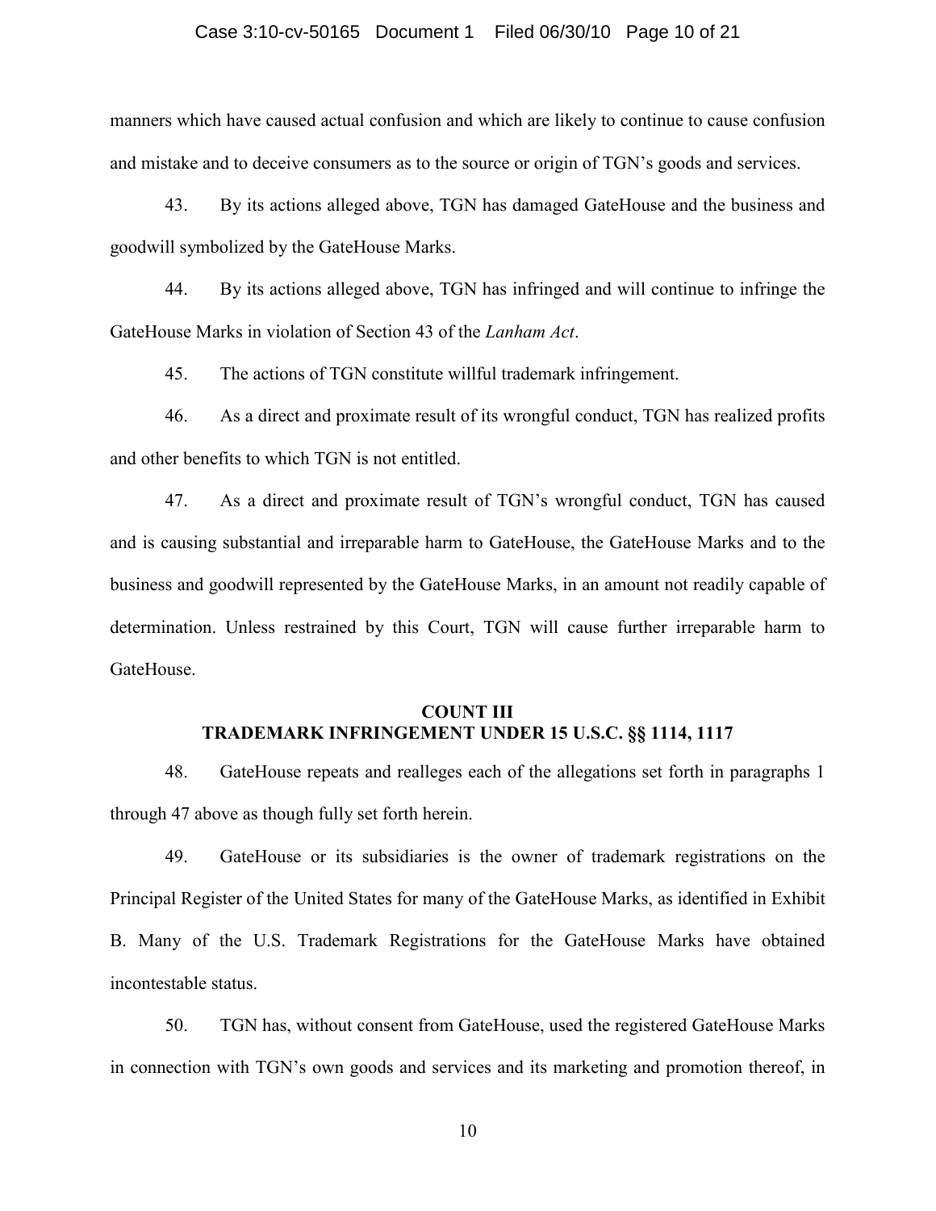manners which have caused actual confusion and which are likely to continue to cause confusion and mistake and to deceive consumers as to the source or origin of TGN's goods and services.

43. By its actions alleged above, TGN has damaged GateHouse and the business and goodwill symbolized by the GateHouse Marks.

44. By its actions alleged above, TGN has infringed and will continue to infringe the GateHouse Marks in violation of Section 43 of the *Lanham Act*.

45. The actions of TGN constitute willful trademark infringement.

46. As a direct and proximate result of its wrongful conduct, TGN has realized profits and other benefits to which TGN is not entitled.

47. As a direct and proximate result of TGN's wrongful conduct, TGN has caused and is causing substantial and irreparable harm to GateHouse, the GateHouse Marks and to the business and goodwill represented by the GateHouse Marks, in an amount not readily capable of determination. Unless restrained by this Court, TGN will cause further irreparable harm to GateHouse.

**COUNT III**
**TRADEMARK INFRINGEMENT UNDER 15 U.S.C. §§ 1114, 1117**

48. GateHouse repeats and realleges each of the allegations set forth in paragraphs 1 through 47 above as though fully set forth herein.

49. GateHouse or its subsidiaries is the owner of trademark registrations on the Principal Register of the United States for many of the GateHouse Marks, as identified in Exhibit B. Many of the U.S. Trademark Registrations for the GateHouse Marks have obtained incontestable status.

50. TGN has, without consent from GateHouse, used the registered GateHouse Marks in connection with TGN's own goods and services and its marketing and promotion thereof, in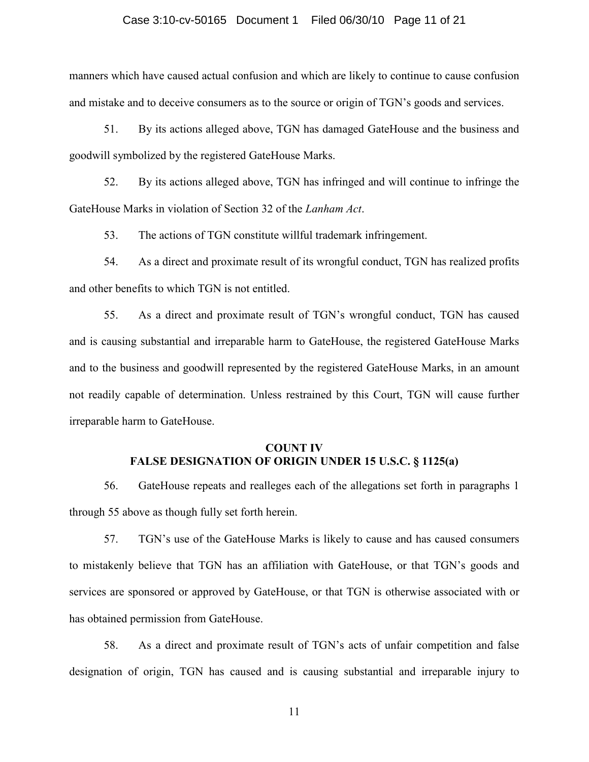manners which have caused actual confusion and which are likely to continue to cause confusion and mistake and to deceive consumers as to the source or origin of TGN's goods and services.

51. By its actions alleged above, TGN has damaged GateHouse and the business and goodwill symbolized by the registered GateHouse Marks.

52. By its actions alleged above, TGN has infringed and will continue to infringe the GateHouse Marks in violation of Section 32 of the *Lanham Act*.

53. The actions of TGN constitute willful trademark infringement.

54. As a direct and proximate result of its wrongful conduct, TGN has realized profits and other benefits to which TGN is not entitled.

55. As a direct and proximate result of TGN's wrongful conduct, TGN has caused and is causing substantial and irreparable harm to GateHouse, the registered GateHouse Marks and to the business and goodwill represented by the registered GateHouse Marks, in an amount not readily capable of determination. Unless restrained by this Court, TGN will cause further irreparable harm to GateHouse.

**COUNT IV**
**FALSE DESIGNATION OF ORIGIN UNDER 15 U.S.C. § 1125(a)**

56. GateHouse repeats and realleges each of the allegations set forth in paragraphs 1 through 55 above as though fully set forth herein.

57. TGN's use of the GateHouse Marks is likely to cause and has caused consumers to mistakenly believe that TGN has an affiliation with GateHouse, or that TGN's goods and services are sponsored or approved by GateHouse, or that TGN is otherwise associated with or has obtained permission from GateHouse.

58. As a direct and proximate result of TGN's acts of unfair competition and false designation of origin, TGN has caused and is causing substantial and irreparable injury to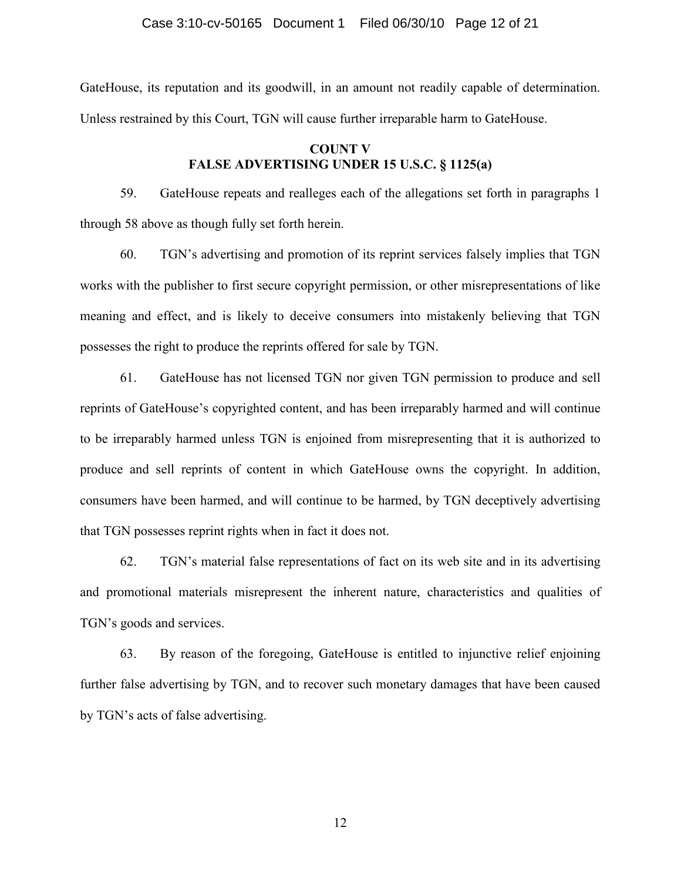GateHouse, its reputation and its goodwill, in an amount not readily capable of determination. Unless restrained by this Court, TGN will cause further irreparable harm to GateHouse.

## COUNT V
## FALSE ADVERTISING UNDER 15 U.S.C. § 1125(a)

59. GateHouse repeats and realleges each of the allegations set forth in paragraphs 1 through 58 above as though fully set forth herein.

60. TGN's advertising and promotion of its reprint services falsely implies that TGN works with the publisher to first secure copyright permission, or other misrepresentations of like meaning and effect, and is likely to deceive consumers into mistakenly believing that TGN possesses the right to produce the reprints offered for sale by TGN.

61. GateHouse has not licensed TGN nor given TGN permission to produce and sell reprints of GateHouse's copyrighted content, and has been irreparably harmed and will continue to be irreparably harmed unless TGN is enjoined from misrepresenting that it is authorized to produce and sell reprints of content in which GateHouse owns the copyright. In addition, consumers have been harmed, and will continue to be harmed, by TGN deceptively advertising that TGN possesses reprint rights when in fact it does not.

62. TGN's material false representations of fact on its web site and in its advertising and promotional materials misrepresent the inherent nature, characteristics and qualities of TGN's goods and services.

63. By reason of the foregoing, GateHouse is entitled to injunctive relief enjoining further false advertising by TGN, and to recover such monetary damages that have been caused by TGN's acts of false advertising.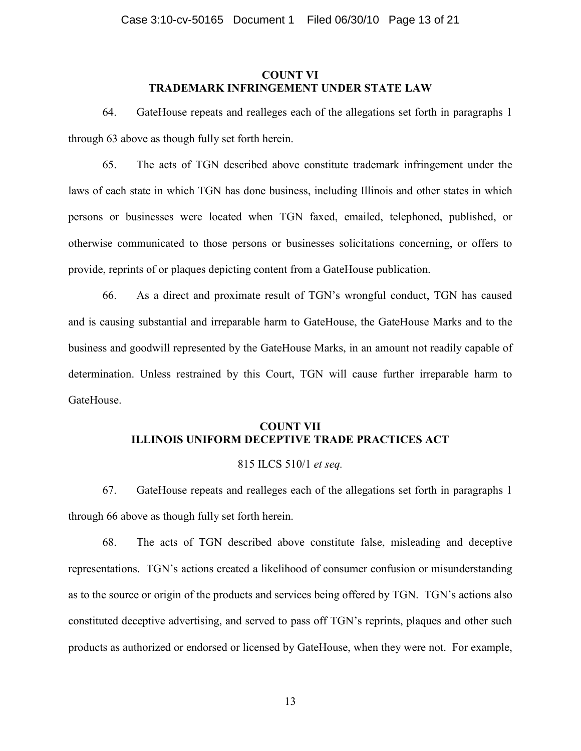## COUNT VI
## TRADEMARK INFRINGEMENT UNDER STATE LAW

64. GateHouse repeats and realleges each of the allegations set forth in paragraphs 1 through 63 above as though fully set forth herein.

65. The acts of TGN described above constitute trademark infringement under the laws of each state in which TGN has done business, including Illinois and other states in which persons or businesses were located when TGN faxed, emailed, telephoned, published, or otherwise communicated to those persons or businesses solicitations concerning, or offers to provide, reprints of or plaques depicting content from a GateHouse publication.

66. As a direct and proximate result of TGN's wrongful conduct, TGN has caused and is causing substantial and irreparable harm to GateHouse, the GateHouse Marks and to the business and goodwill represented by the GateHouse Marks, in an amount not readily capable of determination. Unless restrained by this Court, TGN will cause further irreparable harm to GateHouse.

## COUNT VII
## ILLINOIS UNIFORM DECEPTIVE TRADE PRACTICES ACT

815 ILCS 510/1 *et seq.*

67. GateHouse repeats and realleges each of the allegations set forth in paragraphs 1 through 66 above as though fully set forth herein.

68. The acts of TGN described above constitute false, misleading and deceptive representations. TGN's actions created a likelihood of consumer confusion or misunderstanding as to the source or origin of the products and services being offered by TGN. TGN's actions also constituted deceptive advertising, and served to pass off TGN's reprints, plaques and other such products as authorized or endorsed or licensed by GateHouse, when they were not. For example,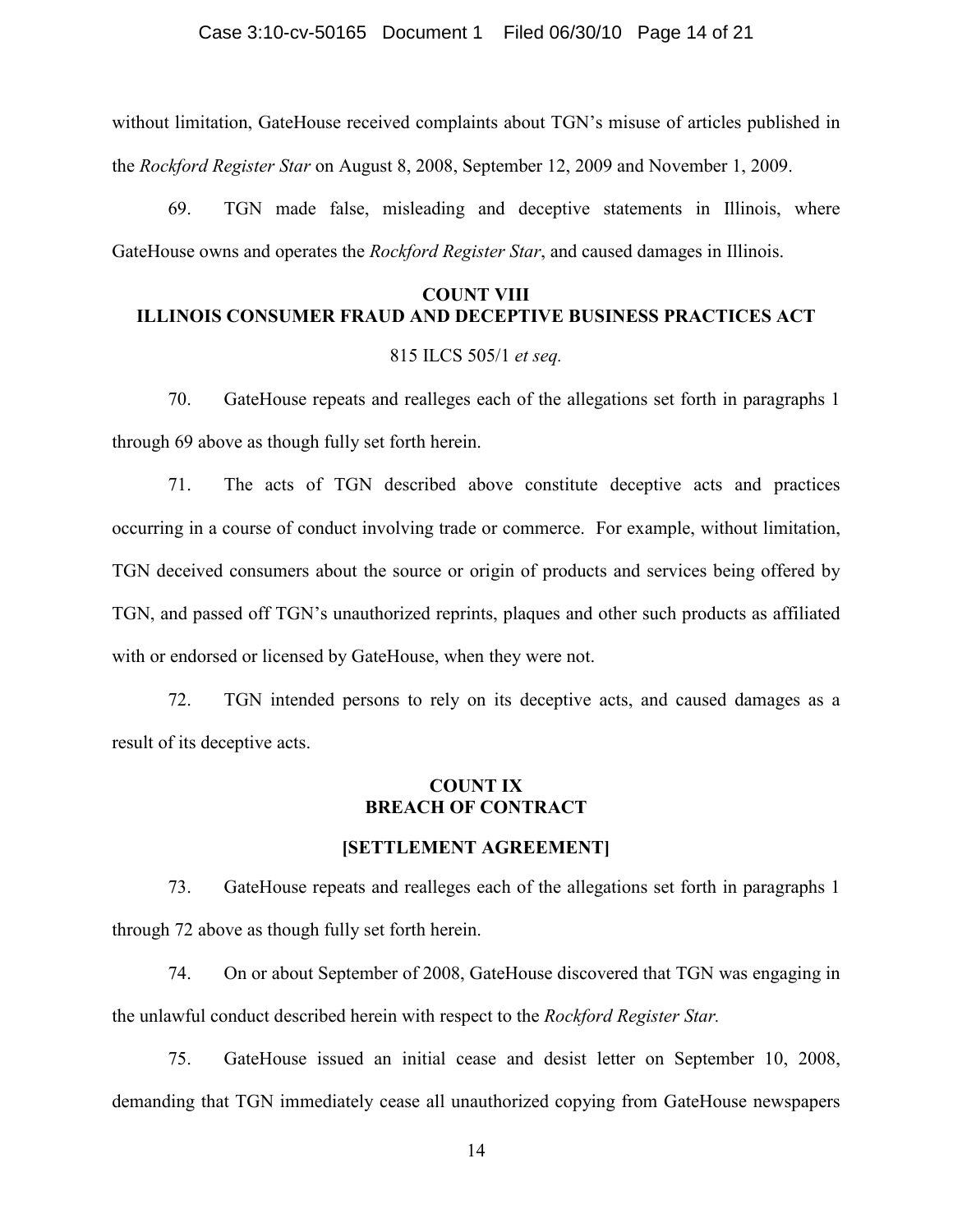without limitation, GateHouse received complaints about TGN's misuse of articles published in the *Rockford Register Star* on August 8, 2008, September 12, 2009 and November 1, 2009.

69. TGN made false, misleading and deceptive statements in Illinois, where GateHouse owns and operates the *Rockford Register Star*, and caused damages in Illinois.

## COUNT VIII
## ILLINOIS CONSUMER FRAUD AND DECEPTIVE BUSINESS PRACTICES ACT

815 ILCS 505/1 *et seq.*

70. GateHouse repeats and realleges each of the allegations set forth in paragraphs 1 through 69 above as though fully set forth herein.

71. The acts of TGN described above constitute deceptive acts and practices occurring in a course of conduct involving trade or commerce. For example, without limitation, TGN deceived consumers about the source or origin of products and services being offered by TGN, and passed off TGN's unauthorized reprints, plaques and other such products as affiliated with or endorsed or licensed by GateHouse, when they were not.

72. TGN intended persons to rely on its deceptive acts, and caused damages as a result of its deceptive acts.

## COUNT IX
## BREACH OF CONTRACT

### [SETTLEMENT AGREEMENT]

73. GateHouse repeats and realleges each of the allegations set forth in paragraphs 1 through 72 above as though fully set forth herein.

74. On or about September of 2008, GateHouse discovered that TGN was engaging in the unlawful conduct described herein with respect to the *Rockford Register Star.*

75. GateHouse issued an initial cease and desist letter on September 10, 2008, demanding that TGN immediately cease all unauthorized copying from GateHouse newspapers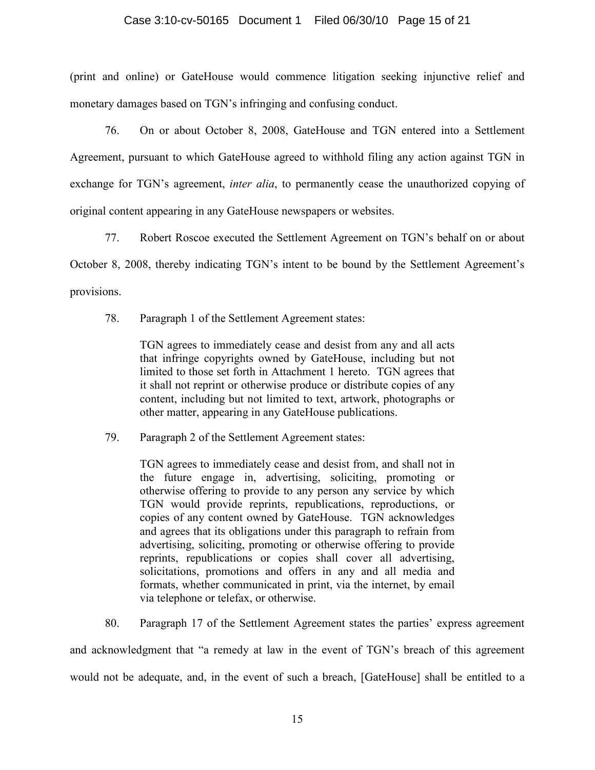(print and online) or GateHouse would commence litigation seeking injunctive relief and monetary damages based on TGN's infringing and confusing conduct.

76. On or about October 8, 2008, GateHouse and TGN entered into a Settlement Agreement, pursuant to which GateHouse agreed to withhold filing any action against TGN in exchange for TGN's agreement, *inter alia*, to permanently cease the unauthorized copying of original content appearing in any GateHouse newspapers or websites.

77. Robert Roscoe executed the Settlement Agreement on TGN's behalf on or about October 8, 2008, thereby indicating TGN's intent to be bound by the Settlement Agreement's provisions.

78. Paragraph 1 of the Settlement Agreement states:

> TGN agrees to immediately cease and desist from any and all acts that infringe copyrights owned by GateHouse, including but not limited to those set forth in Attachment 1 hereto. TGN agrees that it shall not reprint or otherwise produce or distribute copies of any content, including but not limited to text, artwork, photographs or other matter, appearing in any GateHouse publications.

79. Paragraph 2 of the Settlement Agreement states:

> TGN agrees to immediately cease and desist from, and shall not in the future engage in, advertising, soliciting, promoting or otherwise offering to provide to any person any service by which TGN would provide reprints, republications, reproductions, or copies of any content owned by GateHouse. TGN acknowledges and agrees that its obligations under this paragraph to refrain from advertising, soliciting, promoting or otherwise offering to provide reprints, republications or copies shall cover all advertising, solicitations, promotions and offers in any and all media and formats, whether communicated in print, via the internet, by email via telephone or telefax, or otherwise.

80. Paragraph 17 of the Settlement Agreement states the parties' express agreement and acknowledgment that "a remedy at law in the event of TGN's breach of this agreement would not be adequate, and, in the event of such a breach, [GateHouse] shall be entitled to a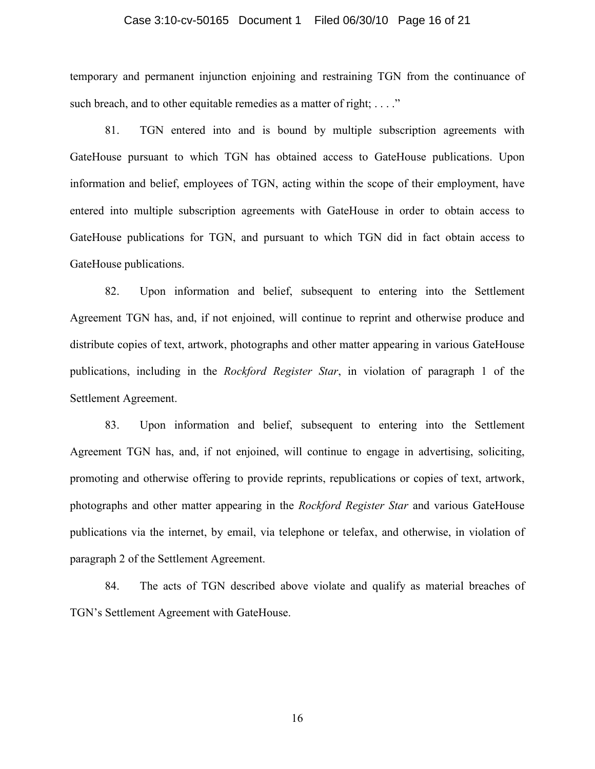temporary and permanent injunction enjoining and restraining TGN from the continuance of such breach, and to other equitable remedies as a matter of right; . . . ."

81. TGN entered into and is bound by multiple subscription agreements with GateHouse pursuant to which TGN has obtained access to GateHouse publications. Upon information and belief, employees of TGN, acting within the scope of their employment, have entered into multiple subscription agreements with GateHouse in order to obtain access to GateHouse publications for TGN, and pursuant to which TGN did in fact obtain access to GateHouse publications.

82. Upon information and belief, subsequent to entering into the Settlement Agreement TGN has, and, if not enjoined, will continue to reprint and otherwise produce and distribute copies of text, artwork, photographs and other matter appearing in various GateHouse publications, including in the *Rockford Register Star*, in violation of paragraph 1 of the Settlement Agreement.

83. Upon information and belief, subsequent to entering into the Settlement Agreement TGN has, and, if not enjoined, will continue to engage in advertising, soliciting, promoting and otherwise offering to provide reprints, republications or copies of text, artwork, photographs and other matter appearing in the *Rockford Register Star* and various GateHouse publications via the internet, by email, via telephone or telefax, and otherwise, in violation of paragraph 2 of the Settlement Agreement.

84. The acts of TGN described above violate and qualify as material breaches of TGN's Settlement Agreement with GateHouse.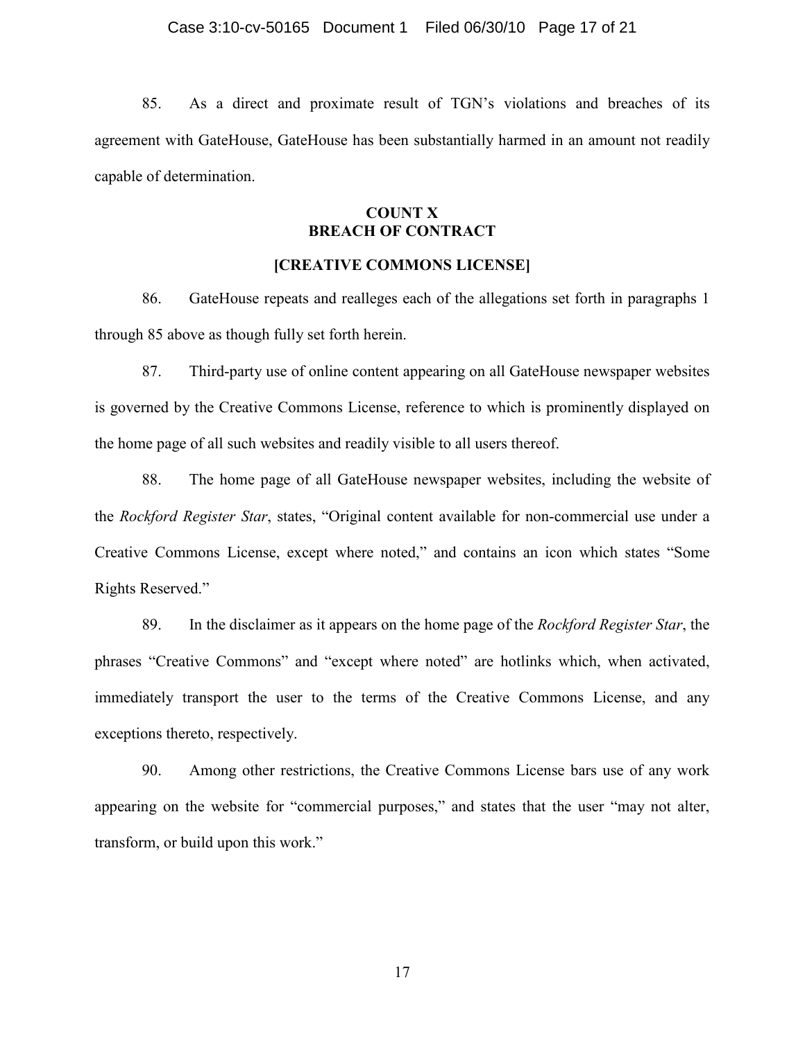85. As a direct and proximate result of TGN's violations and breaches of its agreement with GateHouse, GateHouse has been substantially harmed in an amount not readily capable of determination.

**COUNT X**
**BREACH OF CONTRACT**

**[CREATIVE COMMONS LICENSE]**

86. GateHouse repeats and realleges each of the allegations set forth in paragraphs 1 through 85 above as though fully set forth herein.

87. Third-party use of online content appearing on all GateHouse newspaper websites is governed by the Creative Commons License, reference to which is prominently displayed on the home page of all such websites and readily visible to all users thereof.

88. The home page of all GateHouse newspaper websites, including the website of the *Rockford Register Star*, states, "Original content available for non-commercial use under a Creative Commons License, except where noted," and contains an icon which states "Some Rights Reserved."

89. In the disclaimer as it appears on the home page of the *Rockford Register Star*, the phrases "Creative Commons" and "except where noted" are hotlinks which, when activated, immediately transport the user to the terms of the Creative Commons License, and any exceptions thereto, respectively.

90. Among other restrictions, the Creative Commons License bars use of any work appearing on the website for "commercial purposes," and states that the user "may not alter, transform, or build upon this work."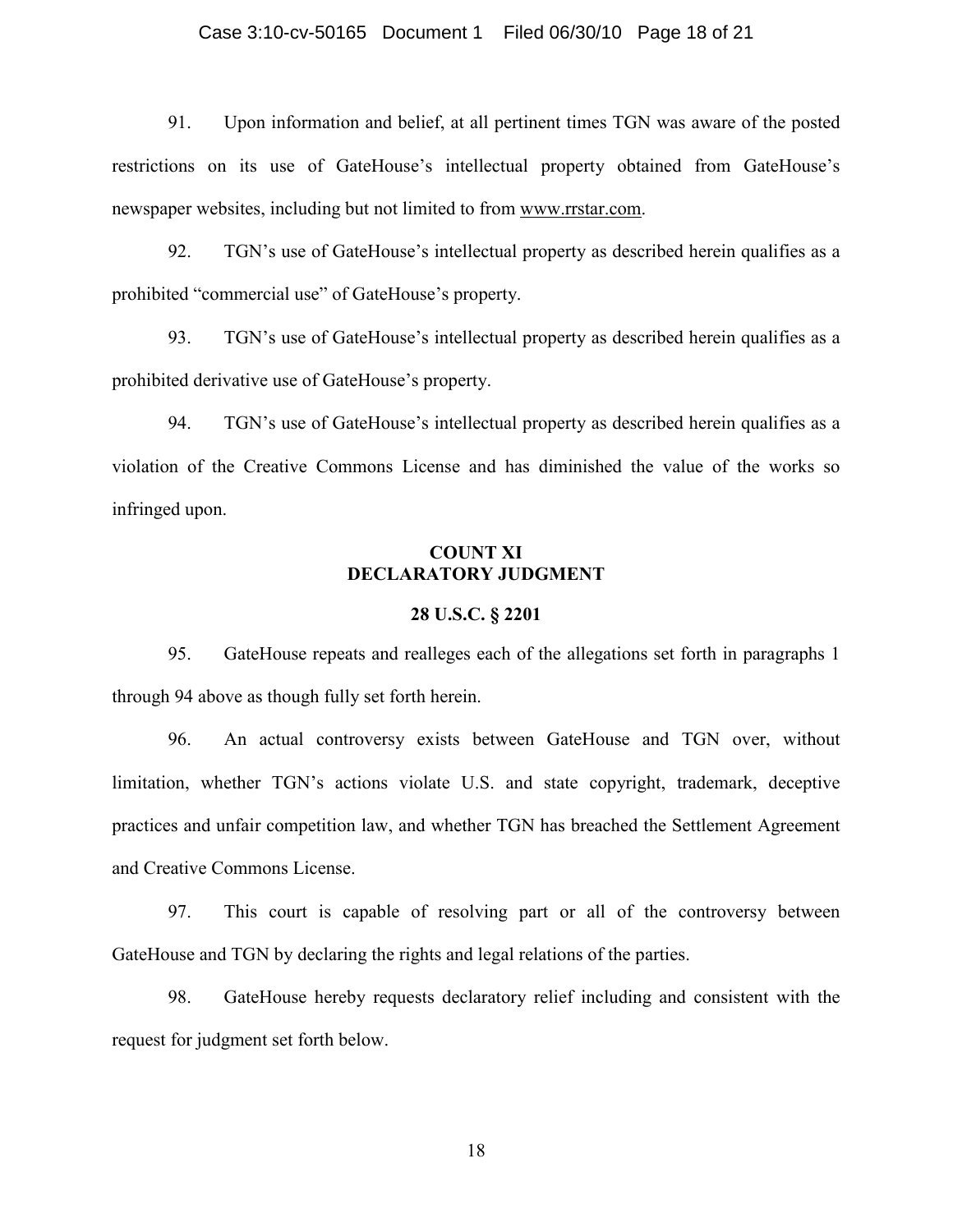91. Upon information and belief, at all pertinent times TGN was aware of the posted restrictions on its use of GateHouse's intellectual property obtained from GateHouse's newspaper websites, including but not limited to from www.rrstar.com.

92. TGN's use of GateHouse's intellectual property as described herein qualifies as a prohibited "commercial use" of GateHouse's property.

93. TGN's use of GateHouse's intellectual property as described herein qualifies as a prohibited derivative use of GateHouse's property.

94. TGN's use of GateHouse's intellectual property as described herein qualifies as a violation of the Creative Commons License and has diminished the value of the works so infringed upon.

**COUNT XI**
**DECLARATORY JUDGMENT**

**28 U.S.C. § 2201**

95. GateHouse repeats and realleges each of the allegations set forth in paragraphs 1 through 94 above as though fully set forth herein.

96. An actual controversy exists between GateHouse and TGN over, without limitation, whether TGN's actions violate U.S. and state copyright, trademark, deceptive practices and unfair competition law, and whether TGN has breached the Settlement Agreement and Creative Commons License.

97. This court is capable of resolving part or all of the controversy between GateHouse and TGN by declaring the rights and legal relations of the parties.

98. GateHouse hereby requests declaratory relief including and consistent with the request for judgment set forth below.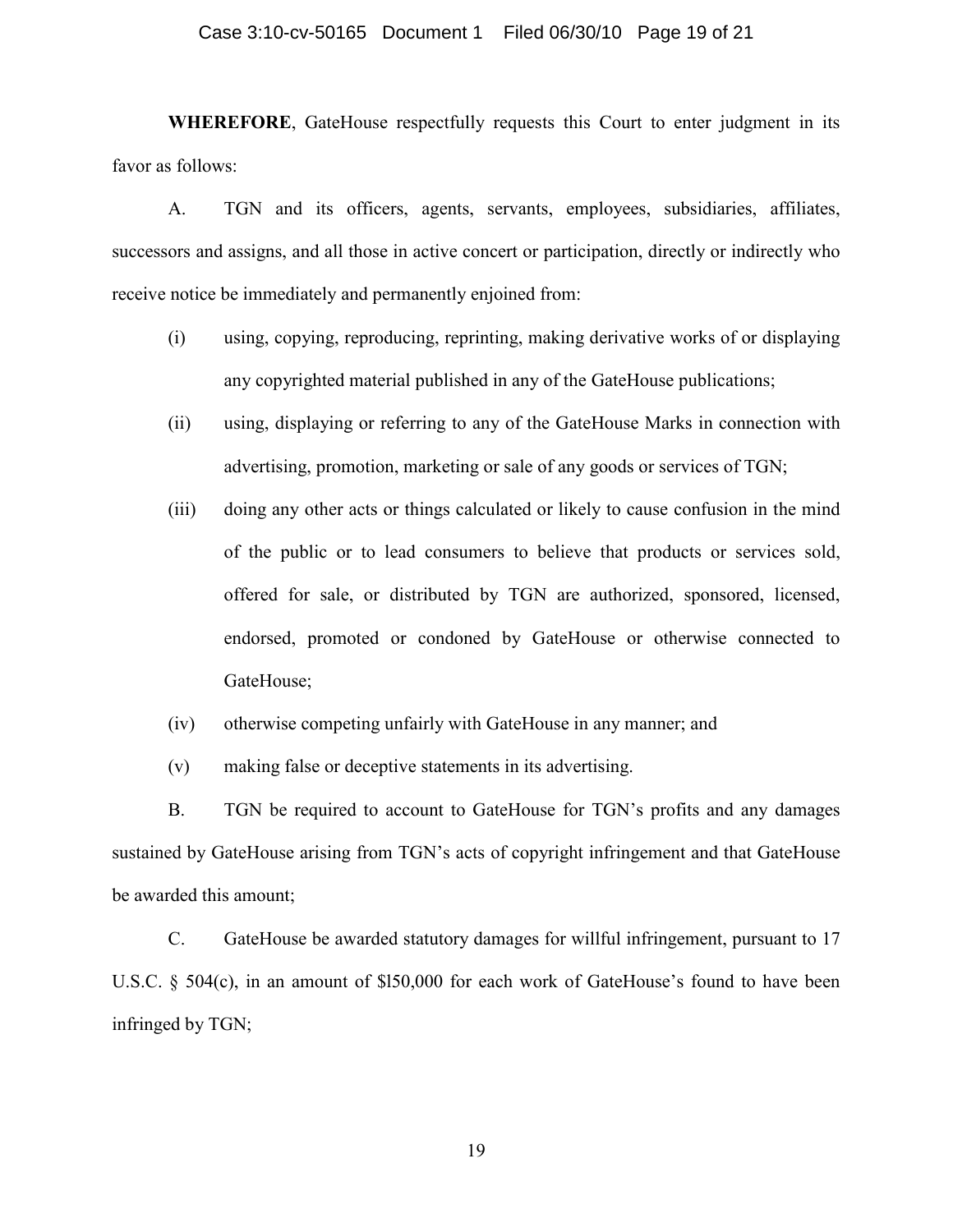**WHEREFORE**, GateHouse respectfully requests this Court to enter judgment in its favor as follows:

A. TGN and its officers, agents, servants, employees, subsidiaries, affiliates, successors and assigns, and all those in active concert or participation, directly or indirectly who receive notice be immediately and permanently enjoined from:

(i) using, copying, reproducing, reprinting, making derivative works of or displaying any copyrighted material published in any of the GateHouse publications;

(ii) using, displaying or referring to any of the GateHouse Marks in connection with advertising, promotion, marketing or sale of any goods or services of TGN;

(iii) doing any other acts or things calculated or likely to cause confusion in the mind of the public or to lead consumers to believe that products or services sold, offered for sale, or distributed by TGN are authorized, sponsored, licensed, endorsed, promoted or condoned by GateHouse or otherwise connected to GateHouse;

(iv) otherwise competing unfairly with GateHouse in any manner; and

(v) making false or deceptive statements in its advertising.

B. TGN be required to account to GateHouse for TGN's profits and any damages sustained by GateHouse arising from TGN's acts of copyright infringement and that GateHouse be awarded this amount;

C. GateHouse be awarded statutory damages for willful infringement, pursuant to 17 U.S.C. § 504(c), in an amount of $l50,000 for each work of GateHouse's found to have been infringed by TGN;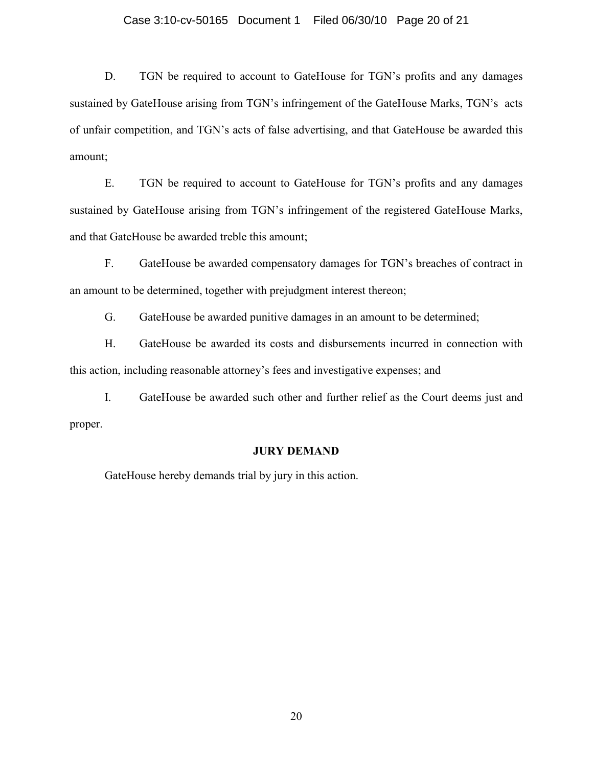D. TGN be required to account to GateHouse for TGN's profits and any damages sustained by GateHouse arising from TGN's infringement of the GateHouse Marks, TGN's acts of unfair competition, and TGN's acts of false advertising, and that GateHouse be awarded this amount;

E. TGN be required to account to GateHouse for TGN's profits and any damages sustained by GateHouse arising from TGN's infringement of the registered GateHouse Marks, and that GateHouse be awarded treble this amount;

F. GateHouse be awarded compensatory damages for TGN's breaches of contract in an amount to be determined, together with prejudgment interest thereon;

G. GateHouse be awarded punitive damages in an amount to be determined;

H. GateHouse be awarded its costs and disbursements incurred in connection with this action, including reasonable attorney's fees and investigative expenses; and

I. GateHouse be awarded such other and further relief as the Court deems just and proper.

**JURY DEMAND**

GateHouse hereby demands trial by jury in this action.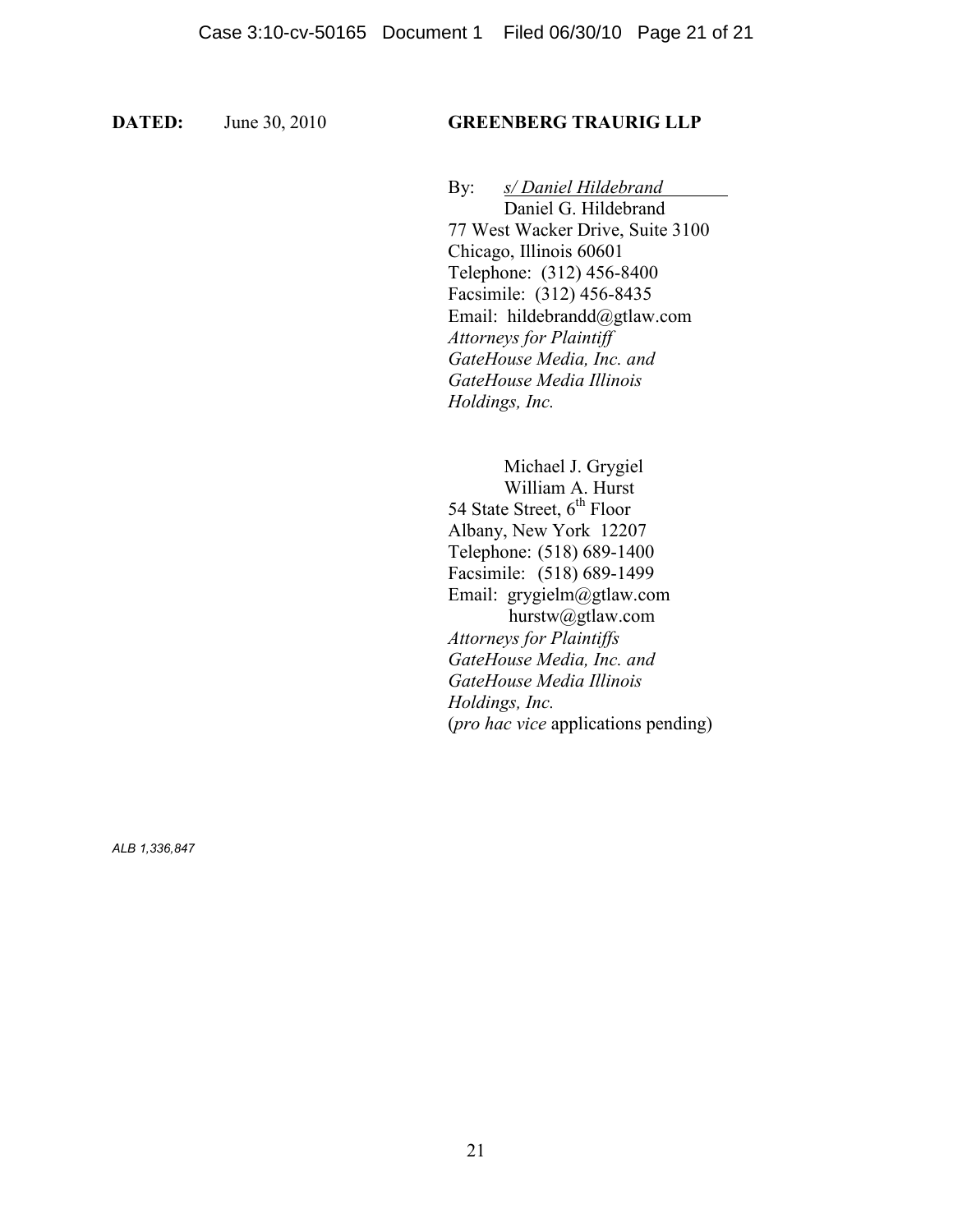**DATED:** June 30, 2010

**GREENBERG TRAURIG LLP**

By: *s/ Daniel Hildebrand*
Daniel G. Hildebrand
77 West Wacker Drive, Suite 3100
Chicago, Illinois 60601
Telephone: (312) 456-8400
Facsimile: (312) 456-8435
Email: hildebrandd@gtlaw.com
*Attorneys for Plaintiff GateHouse Media, Inc. and GateHouse Media Illinois Holdings, Inc.*

Michael J. Grygiel
William A. Hurst
54 State Street, 6th Floor
Albany, New York 12207
Telephone: (518) 689-1400
Facsimile: (518) 689-1499
Email: grygielm@gtlaw.com
hurstw@gtlaw.com
*Attorneys for Plaintiffs GateHouse Media, Inc. and GateHouse Media Illinois Holdings, Inc.*
(*pro hac vice* applications pending)

*ALB 1,336,847*